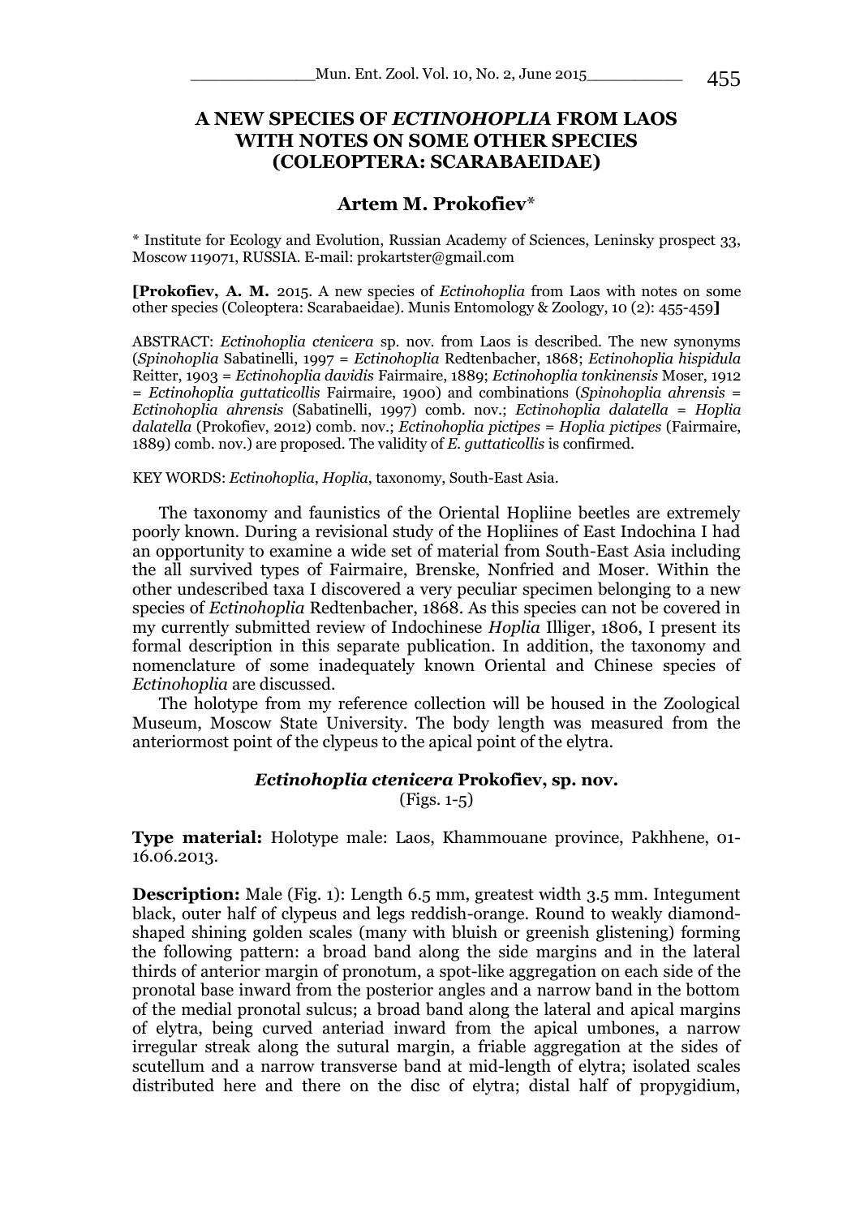# A NEW SPECIES OF *ECTINOHOPLIA* FROM LAOS WITH NOTES ON SOME OTHER SPECIES (COLEOPTERA: SCARABAEIDAE)

## Artem M. Prokofiev*

\* Institute for Ecology and Evolution, Russian Academy of Sciences, Leninsky prospect 33, Moscow 119071, RUSSIA. E-mail: prokartster@gmail.com

**[Prokofiev, A. M.** 2015. A new species of *Ectinohoplia* from Laos with notes on some other species (Coleoptera: Scarabaeidae). Munis Entomology & Zoology, 10 (2): 455-459**]**

ABSTRACT: *Ectinohoplia ctenicera* sp. nov. from Laos is described. The new synonyms (*Spinohoplia* Sabatinelli, 1997 = *Ectinohoplia* Redtenbacher, 1868; *Ectinohoplia hispidula* Reitter, 1903 = *Ectinohoplia davidis* Fairmaire, 1889; *Ectinohoplia tonkinensis* Moser, 1912 = *Ectinohoplia guttaticollis* Fairmaire, 1900) and combinations (*Spinohoplia ahrensis* = *Ectinohoplia ahrensis* (Sabatinelli, 1997) comb. nov.; *Ectinohoplia dalatella* = *Hoplia dalatella* (Prokofiev, 2012) comb. nov.; *Ectinohoplia pictipes* = *Hoplia pictipes* (Fairmaire, 1889) comb. nov.) are proposed. The validity of *E. guttaticollis* is confirmed.

KEY WORDS: *Ectinohoplia*, *Hoplia*, taxonomy, South-East Asia.

The taxonomy and faunistics of the Oriental Hopliine beetles are extremely poorly known. During a revisional study of the Hopliines of East Indochina I had an opportunity to examine a wide set of material from South-East Asia including the all survived types of Fairmaire, Brenske, Nonfried and Moser. Within the other undescribed taxa I discovered a very peculiar specimen belonging to a new species of *Ectinohoplia* Redtenbacher, 1868. As this species can not be covered in my currently submitted review of Indochinese *Hoplia* Illiger, 1806, I present its formal description in this separate publication. In addition, the taxonomy and nomenclature of some inadequately known Oriental and Chinese species of *Ectinohoplia* are discussed.

The holotype from my reference collection will be housed in the Zoological Museum, Moscow State University. The body length was measured from the anteriormost point of the clypeus to the apical point of the elytra.

### *Ectinohoplia ctenicera* Prokofiev, sp. nov.

(Figs. 1-5)

**Type material:** Holotype male: Laos, Khammouane province, Pakhhene, 01-16.06.2013.

**Description:** Male (Fig. 1): Length 6.5 mm, greatest width 3.5 mm. Integument black, outer half of clypeus and legs reddish-orange. Round to weakly diamond-shaped shining golden scales (many with bluish or greenish glistening) forming the following pattern: a broad band along the side margins and in the lateral thirds of anterior margin of pronotum, a spot-like aggregation on each side of the pronotal base inward from the posterior angles and a narrow band in the bottom of the medial pronotal sulcus; a broad band along the lateral and apical margins of elytra, being curved anteriad inward from the apical umbones, a narrow irregular streak along the sutural margin, a friable aggregation at the sides of scutellum and a narrow transverse band at mid-length of elytra; isolated scales distributed here and there on the disc of elytra; distal half of propygidium,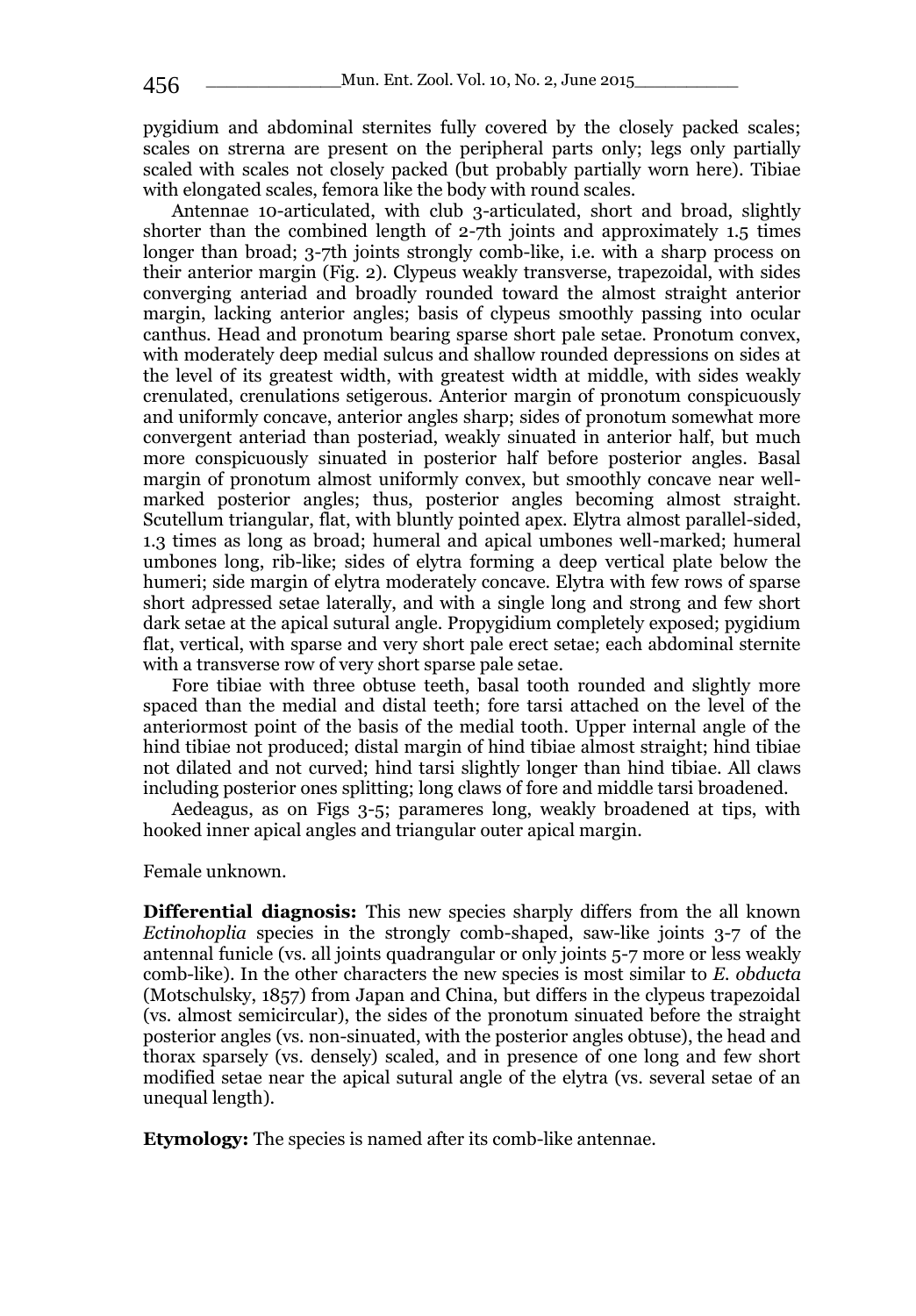pygidium and abdominal sternites fully covered by the closely packed scales; scales on strerna are present on the peripheral parts only; legs only partially scaled with scales not closely packed (but probably partially worn here). Tibiae with elongated scales, femora like the body with round scales.

Antennae 10-articulated, with club 3-articulated, short and broad, slightly shorter than the combined length of 2-7th joints and approximately 1.5 times longer than broad; 3-7th joints strongly comb-like, i.e. with a sharp process on their anterior margin (Fig. 2). Clypeus weakly transverse, trapezoidal, with sides converging anteriad and broadly rounded toward the almost straight anterior margin, lacking anterior angles; basis of clypeus smoothly passing into ocular canthus. Head and pronotum bearing sparse short pale setae. Pronotum convex, with moderately deep medial sulcus and shallow rounded depressions on sides at the level of its greatest width, with greatest width at middle, with sides weakly crenulated, crenulations setigerous. Anterior margin of pronotum conspicuously and uniformly concave, anterior angles sharp; sides of pronotum somewhat more convergent anteriad than posteriad, weakly sinuated in anterior half, but much more conspicuously sinuated in posterior half before posterior angles. Basal margin of pronotum almost uniformly convex, but smoothly concave near well-marked posterior angles; thus, posterior angles becoming almost straight. Scutellum triangular, flat, with bluntly pointed apex. Elytra almost parallel-sided, 1.3 times as long as broad; humeral and apical umbones well-marked; humeral umbones long, rib-like; sides of elytra forming a deep vertical plate below the humeri; side margin of elytra moderately concave. Elytra with few rows of sparse short adpressed setae laterally, and with a single long and strong and few short dark setae at the apical sutural angle. Propygidium completely exposed; pygidium flat, vertical, with sparse and very short pale erect setae; each abdominal sternite with a transverse row of very short sparse pale setae.

Fore tibiae with three obtuse teeth, basal tooth rounded and slightly more spaced than the medial and distal teeth; fore tarsi attached on the level of the anteriormost point of the basis of the medial tooth. Upper internal angle of the hind tibiae not produced; distal margin of hind tibiae almost straight; hind tibiae not dilated and not curved; hind tarsi slightly longer than hind tibiae. All claws including posterior ones splitting; long claws of fore and middle tarsi broadened.

Aedeagus, as on Figs 3-5; parameres long, weakly broadened at tips, with hooked inner apical angles and triangular outer apical margin.

Female unknown.

**Differential diagnosis:** This new species sharply differs from the all known *Ectinohoplia* species in the strongly comb-shaped, saw-like joints 3-7 of the antennal funicle (vs. all joints quadrangular or only joints 5-7 more or less weakly comb-like). In the other characters the new species is most similar to *E. obducta* (Motschulsky, 1857) from Japan and China, but differs in the clypeus trapezoidal (vs. almost semicircular), the sides of the pronotum sinuated before the straight posterior angles (vs. non-sinuated, with the posterior angles obtuse), the head and thorax sparsely (vs. densely) scaled, and in presence of one long and few short modified setae near the apical sutural angle of the elytra (vs. several setae of an unequal length).

**Etymology:** The species is named after its comb-like antennae.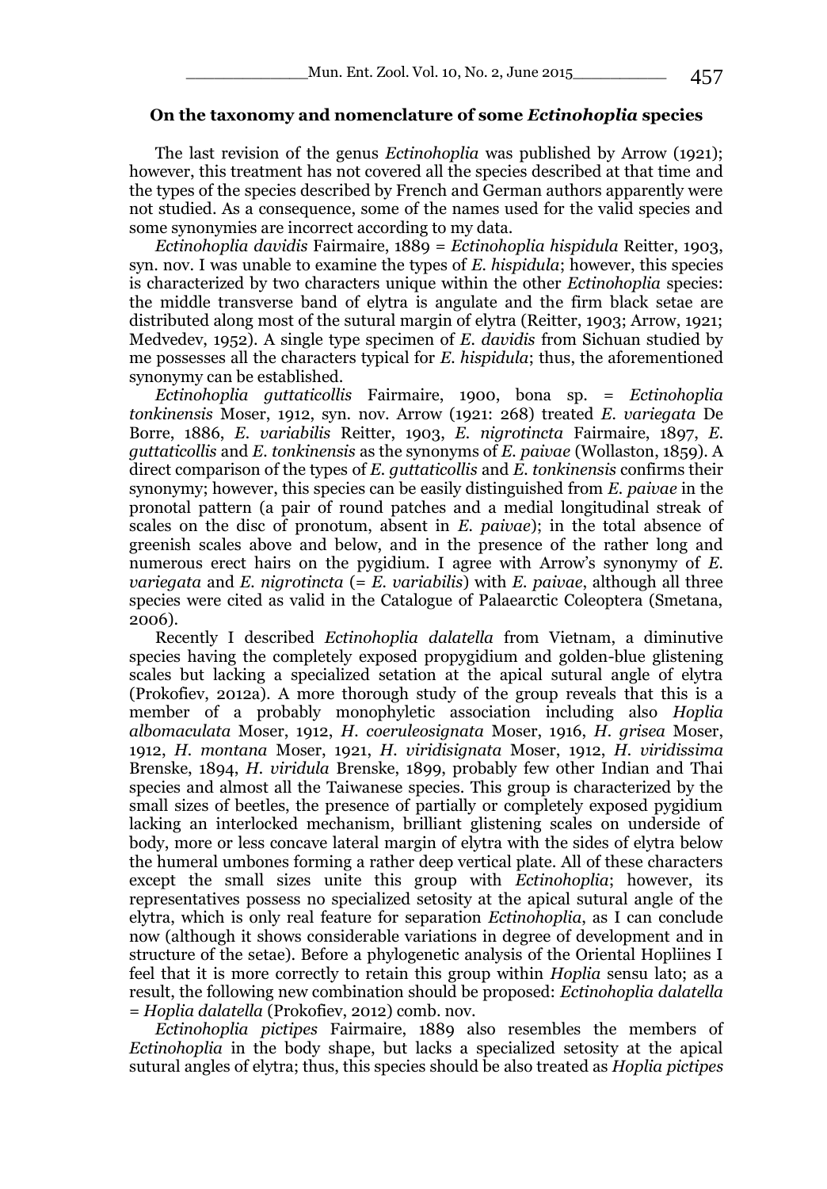**On the taxonomy and nomenclature of some *Ectinohoplia* species**

The last revision of the genus *Ectinohoplia* was published by Arrow (1921); however, this treatment has not covered all the species described at that time and the types of the species described by French and German authors apparently were not studied. As a consequence, some of the names used for the valid species and some synonymies are incorrect according to my data.

*Ectinohoplia davidis* Fairmaire, 1889 = *Ectinohoplia hispidula* Reitter, 1903, syn. nov. I was unable to examine the types of *E. hispidula*; however, this species is characterized by two characters unique within the other *Ectinohoplia* species: the middle transverse band of elytra is angulate and the firm black setae are distributed along most of the sutural margin of elytra (Reitter, 1903; Arrow, 1921; Medvedev, 1952). A single type specimen of *E. davidis* from Sichuan studied by me possesses all the characters typical for *E. hispidula*; thus, the aforementioned synonymy can be established.

*Ectinohoplia guttaticollis* Fairmaire, 1900, bona sp. = *Ectinohoplia tonkinensis* Moser, 1912, syn. nov. Arrow (1921: 268) treated *E. variegata* De Borre, 1886, *E. variabilis* Reitter, 1903, *E. nigrotincta* Fairmaire, 1897, *E. guttaticollis* and *E. tonkinensis* as the synonyms of *E. paivae* (Wollaston, 1859). A direct comparison of the types of *E. guttaticollis* and *E. tonkinensis* confirms their synonymy; however, this species can be easily distinguished from *E. paivae* in the pronotal pattern (a pair of round patches and a medial longitudinal streak of scales on the disc of pronotum, absent in *E. paivae*); in the total absence of greenish scales above and below, and in the presence of the rather long and numerous erect hairs on the pygidium. I agree with Arrow's synonymy of *E. variegata* and *E. nigrotincta* (= *E. variabilis*) with *E. paivae*, although all three species were cited as valid in the Catalogue of Palaearctic Coleoptera (Smetana, 2006).

Recently I described *Ectinohoplia dalatella* from Vietnam, a diminutive species having the completely exposed propygidium and golden-blue glistening scales but lacking a specialized setation at the apical sutural angle of elytra (Prokofiev, 2012a). A more thorough study of the group reveals that this is a member of a probably monophyletic association including also *Hoplia albomaculata* Moser, 1912, *H. coeruleosignata* Moser, 1916, *H. grisea* Moser, 1912, *H. montana* Moser, 1921, *H. viridisignata* Moser, 1912, *H. viridissima* Brenske, 1894, *H. viridula* Brenske, 1899, probably few other Indian and Thai species and almost all the Taiwanese species. This group is characterized by the small sizes of beetles, the presence of partially or completely exposed pygidium lacking an interlocked mechanism, brilliant glistening scales on underside of body, more or less concave lateral margin of elytra with the sides of elytra below the humeral umbones forming a rather deep vertical plate. All of these characters except the small sizes unite this group with *Ectinohoplia*; however, its representatives possess no specialized setosity at the apical sutural angle of the elytra, which is only real feature for separation *Ectinohoplia*, as I can conclude now (although it shows considerable variations in degree of development and in structure of the setae). Before a phylogenetic analysis of the Oriental Hopliines I feel that it is more correctly to retain this group within *Hoplia* sensu lato; as a result, the following new combination should be proposed: *Ectinohoplia dalatella* = *Hoplia dalatella* (Prokofiev, 2012) comb. nov.

*Ectinohoplia pictipes* Fairmaire, 1889 also resembles the members of *Ectinohoplia* in the body shape, but lacks a specialized setosity at the apical sutural angles of elytra; thus, this species should be also treated as *Hoplia pictipes*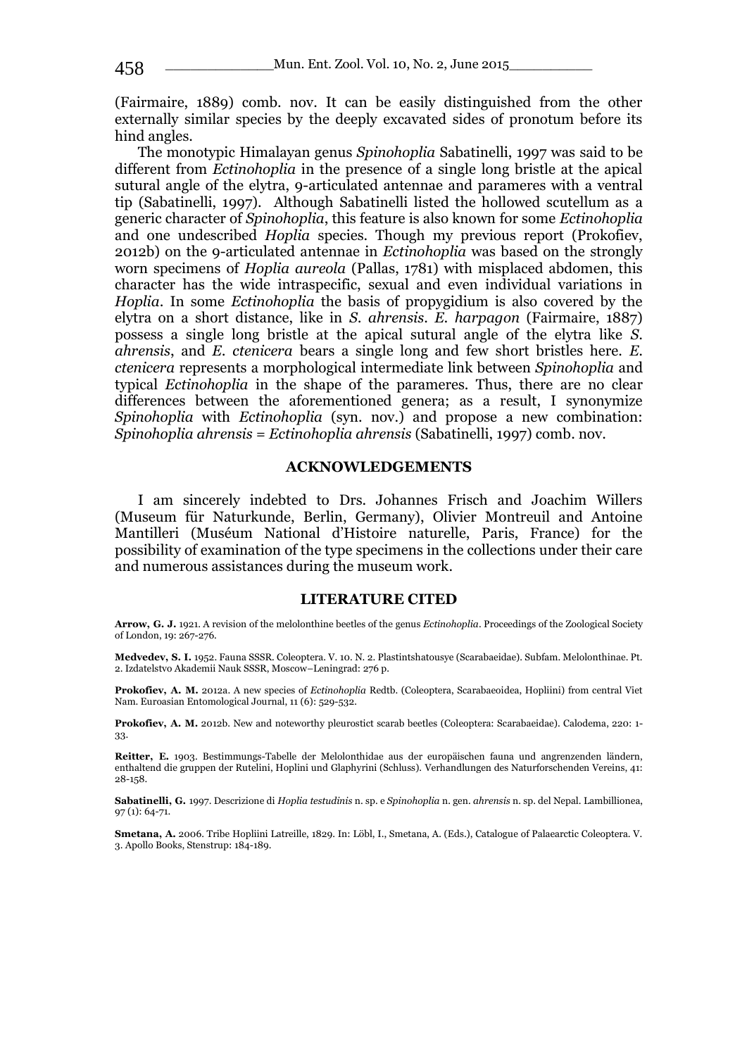(Fairmaire, 1889) comb. nov. It can be easily distinguished from the other externally similar species by the deeply excavated sides of pronotum before its hind angles.

The monotypic Himalayan genus *Spinohoplia* Sabatinelli, 1997 was said to be different from *Ectinohoplia* in the presence of a single long bristle at the apical sutural angle of the elytra, 9-articulated antennae and parameres with a ventral tip (Sabatinelli, 1997). Although Sabatinelli listed the hollowed scutellum as a generic character of *Spinohoplia*, this feature is also known for some *Ectinohoplia* and one undescribed *Hoplia* species. Though my previous report (Prokofiev, 2012b) on the 9-articulated antennae in *Ectinohoplia* was based on the strongly worn specimens of *Hoplia aureola* (Pallas, 1781) with misplaced abdomen, this character has the wide intraspecific, sexual and even individual variations in *Hoplia*. In some *Ectinohoplia* the basis of propygidium is also covered by the elytra on a short distance, like in *S. ahrensis*. *E. harpagon* (Fairmaire, 1887) possess a single long bristle at the apical sutural angle of the elytra like *S. ahrensis*, and *E. ctenicera* bears a single long and few short bristles here. *E. ctenicera* represents a morphological intermediate link between *Spinohoplia* and typical *Ectinohoplia* in the shape of the parameres. Thus, there are no clear differences between the aforementioned genera; as a result, I synonymize *Spinohoplia* with *Ectinohoplia* (syn. nov.) and propose a new combination: *Spinohoplia ahrensis* = *Ectinohoplia ahrensis* (Sabatinelli, 1997) comb. nov.

## ACKNOWLEDGEMENTS

I am sincerely indebted to Drs. Johannes Frisch and Joachim Willers (Museum für Naturkunde, Berlin, Germany), Olivier Montreuil and Antoine Mantilleri (Muséum National d'Histoire naturelle, Paris, France) for the possibility of examination of the type specimens in the collections under their care and numerous assistances during the museum work.

## LITERATURE CITED

**Arrow, G. J.** 1921. A revision of the melolonthine beetles of the genus *Ectinohoplia*. Proceedings of the Zoological Society of London, 19: 267-276.

**Medvedev, S. I.** 1952. Fauna SSSR. Coleoptera. V. 10. N. 2. Plastintshatousye (Scarabaeidae). Subfam. Melolonthinae. Pt. 2. Izdatelstvo Akademii Nauk SSSR, Moscow–Leningrad: 276 p.

**Prokofiev, A. M.** 2012a. A new species of *Ectinohoplia* Redtb. (Coleoptera, Scarabaeoidea, Hopliini) from central Viet Nam. Euroasian Entomological Journal, 11 (6): 529-532.

**Prokofiev, A. M.** 2012b. New and noteworthy pleurostict scarab beetles (Coleoptera: Scarabaeidae). Calodema, 220: 1-33.

**Reitter, E.** 1903. Bestimmungs-Tabelle der Melolonthidae aus der europäischen fauna und angrenzenden ländern, enthaltend die gruppen der Rutelini, Hoplini und Glaphyrini (Schluss). Verhandlungen des Naturforschenden Vereins, 41: 28-158.

**Sabatinelli, G.** 1997. Descrizione di *Hoplia testudinis* n. sp. e *Spinohoplia* n. gen. *ahrensis* n. sp. del Nepal. Lambillionea, 97 (1): 64-71.

**Smetana, A.** 2006. Tribe Hopliini Latreille, 1829. In: Löbl, I., Smetana, A. (Eds.), Catalogue of Palaearctic Coleoptera. V. 3. Apollo Books, Stenstrup: 184-189.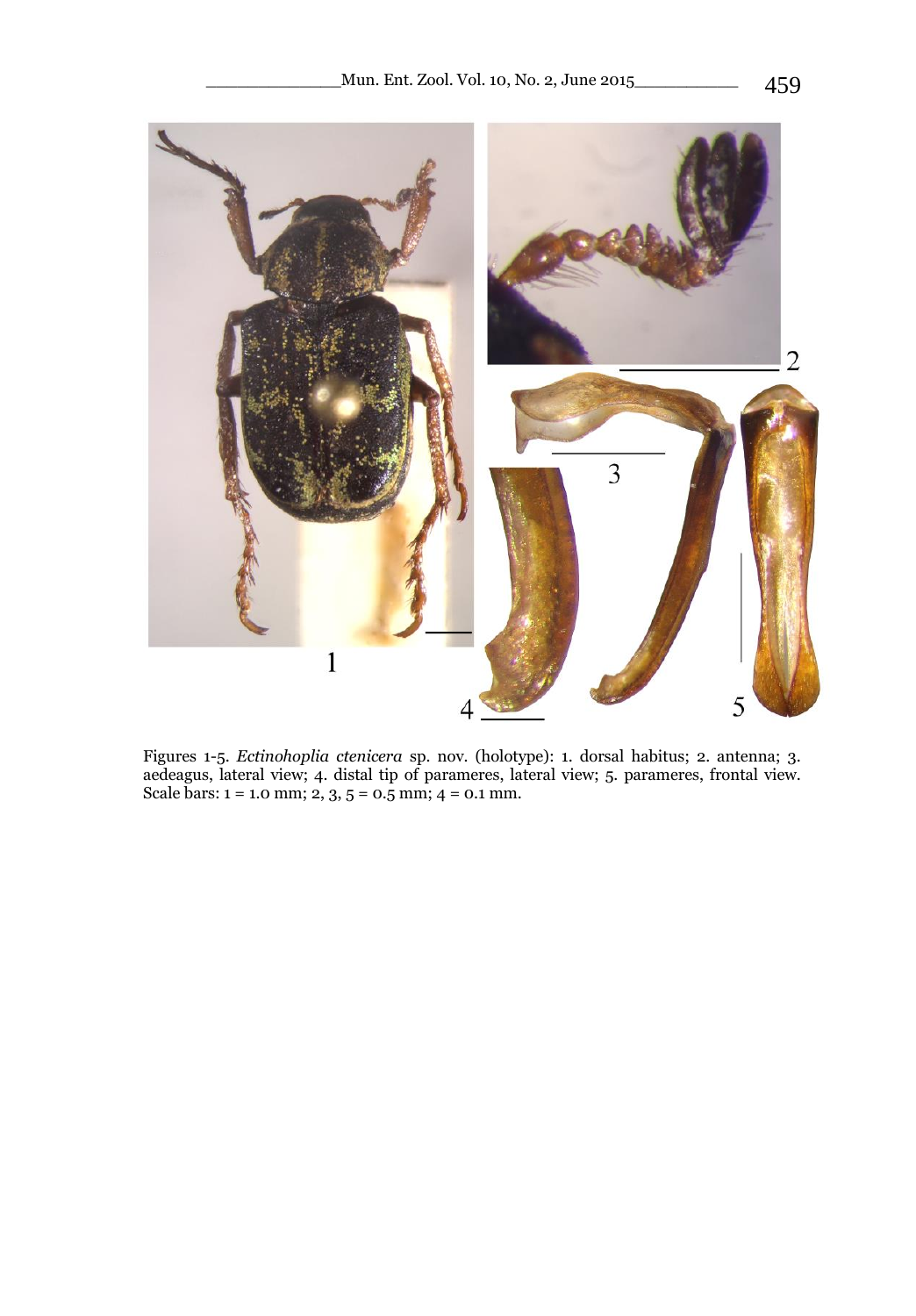Figures 1-5. *Ectinohoplia ctenicera* sp. nov. (holotype): 1. dorsal habitus; 2. antenna; 3. aedeagus, lateral view; 4. distal tip of parameres, lateral view; 5. parameres, frontal view. Scale bars: 1 = 1.0 mm; 2, 3, 5 = 0.5 mm; 4 = 0.1 mm.